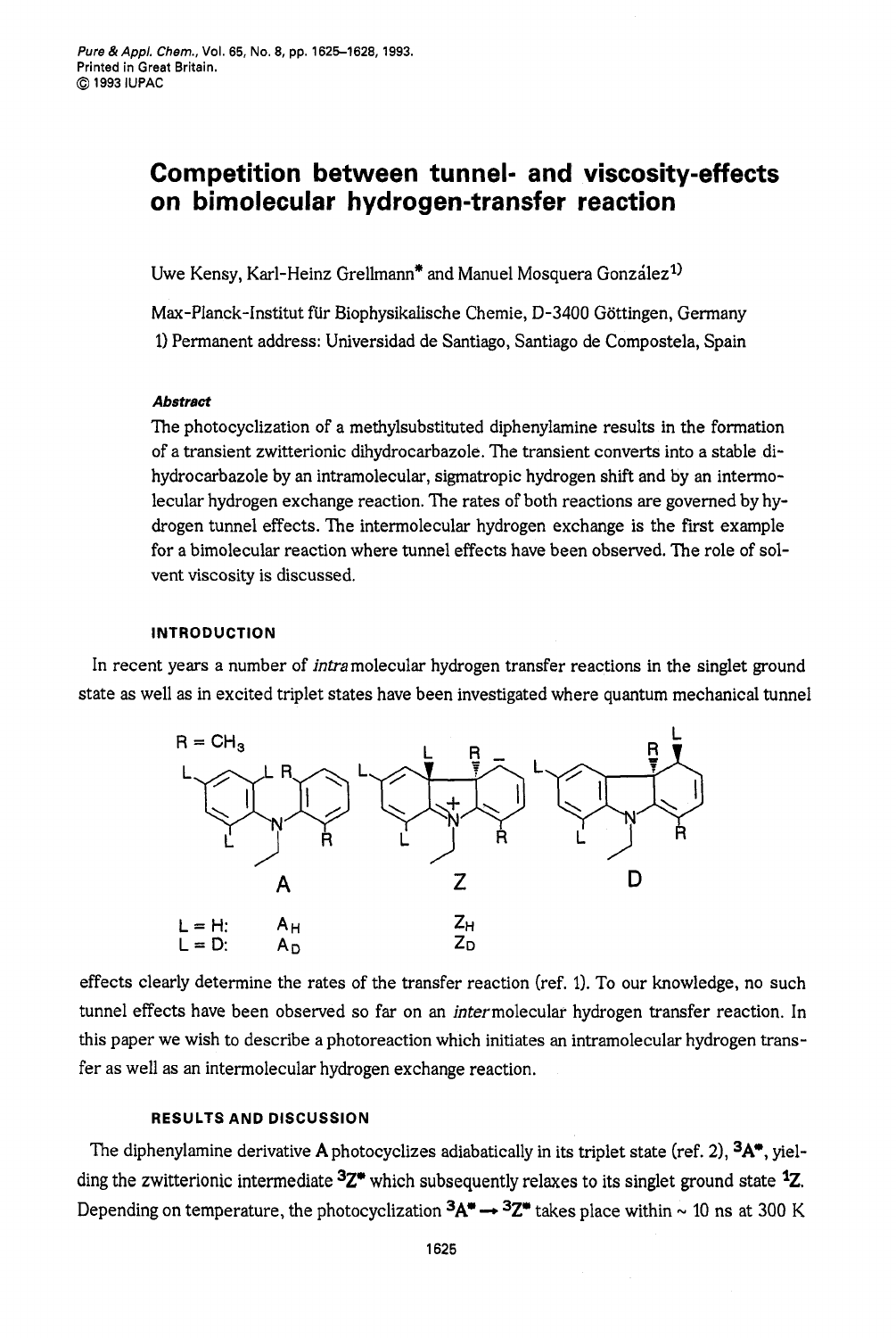# Competition between tunnel- and viscosity-effects on bimolecular hydrogen-transfer reaction

Uwe Kensy, Karl-Heinz Grellmann* and Manuel Mosquera González[1)]

Max-Planck-Institut für Biophysikalische Chemie, D-3400 Göttingen, Germany

1) Permanent address: Universidad de Santiago, Santiago de Compostela, Spain

***Abstract***

The photocyclization of a methylsubstituted diphenylamine results in the formation of a transient zwitterionic dihydrocarbazole. The transient converts into a stable dihydrocarbazole by an intramolecular, sigmatropic hydrogen shift and by an intermolecular hydrogen exchange reaction. The rates of both reactions are governed by hydrogen tunnel effects. The intermolecular hydrogen exchange is the first example for a bimolecular reaction where tunnel effects have been observed. The role of solvent viscosity is discussed.

## INTRODUCTION

In recent years a number of *intra*molecular hydrogen transfer reactions in the singlet ground state as well as in excited triplet states have been investigated where quantum mechanical tunnel

R = $CH_3$

A    Z    D

L = H:    $A_H$    $Z_H$

L = D:    $A_D$    $Z_D$

effects clearly determine the rates of the transfer reaction (ref. 1). To our knowledge, no such tunnel effects have been observed so far on an *inter*molecular hydrogen transfer reaction. In this paper we wish to describe a photoreaction which initiates an intramolecular hydrogen transfer as well as an intermolecular hydrogen exchange reaction.

## RESULTS AND DISCUSSION

The diphenylamine derivative **A** photocyclizes adiabatically in its triplet state (ref. 2), $^3$**A***, yielding the zwitterionic intermediate $^3$**Z*** which subsequently relaxes to its singlet ground state $^1$**Z**. Depending on temperature, the photocyclization $^3$**A*** → $^3$**Z*** takes place within ~ 10 ns at 300 K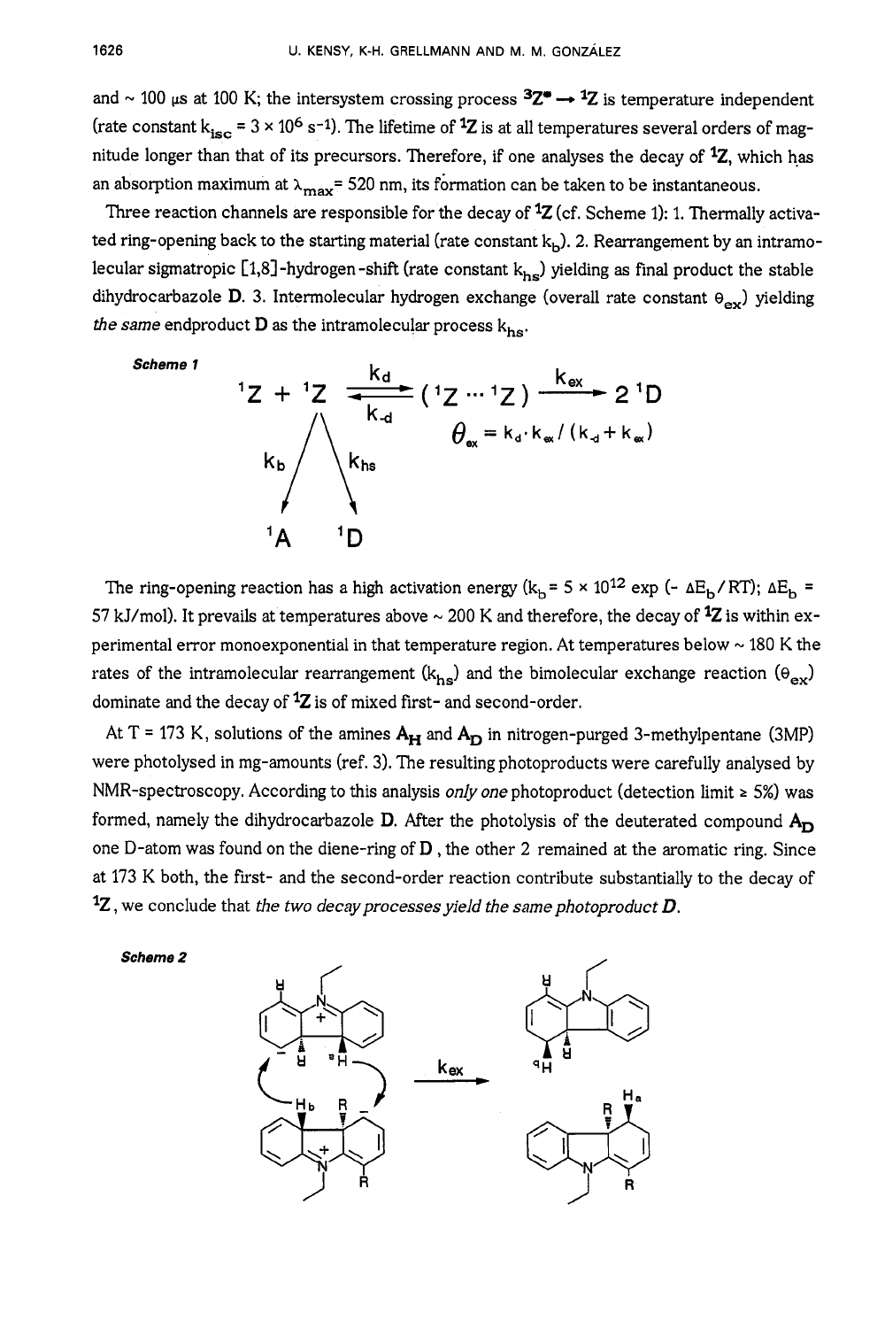and ~ 100 µs at 100 K; the intersystem crossing process $^3Z^* \rightarrow {}^1Z$ is temperature independent (rate constant $k_{isc} = 3 \times 10^6\ s^{-1}$). The lifetime of $^1Z$ is at all temperatures several orders of magnitude longer than that of its precursors. Therefore, if one analyses the decay of $^1Z$, which has an absorption maximum at $\lambda_{max} = 520$ nm, its formation can be taken to be instantaneous.

Three reaction channels are responsible for the decay of $^1Z$ (cf. Scheme 1): 1. Thermally activated ring-opening back to the starting material (rate constant $k_b$). 2. Rearrangement by an intramolecular sigmatropic [1,8]-hydrogen-shift (rate constant $k_{hs}$) yielding as final product the stable dihydrocarbazole **D**. 3. Intermolecular hydrogen exchange (overall rate constant $\theta_{ex}$) yielding *the same* endproduct **D** as the intramolecular process $k_{hs}$.

***Scheme 1***

$$^1Z + {}^1Z \underset{k_{-d}}{\overset{k_d}{\rightleftharpoons}} ({}^1Z \cdots {}^1Z) \xrightarrow{k_{ex}} 2\,{}^1D$$

$$\theta_{ex} = k_d \cdot k_{ex} / (k_{-d} + k_{ex})$$

$$^1Z \xrightarrow{k_b} {}^1A \qquad {}^1Z \xrightarrow{k_{hs}} {}^1D$$

The ring-opening reaction has a high activation energy ($k_b = 5 \times 10^{12} \exp(-\Delta E_b / RT)$; $\Delta E_b = 57$ kJ/mol). It prevails at temperatures above ~ 200 K and therefore, the decay of $^1Z$ is within experimental error monoexponential in that temperature region. At temperatures below ~ 180 K the rates of the intramolecular rearrangement ($k_{hs}$) and the bimolecular exchange reaction ($\theta_{ex}$) dominate and the decay of $^1Z$ is of mixed first- and second-order.

At T = 173 K, solutions of the amines $A_H$ and $A_D$ in nitrogen-purged 3-methylpentane (3MP) were photolysed in mg-amounts (ref. 3). The resulting photoproducts were carefully analysed by NMR-spectroscopy. According to this analysis *only one* photoproduct (detection limit ≥ 5%) was formed, namely the dihydrocarbazole **D**. After the photolysis of the deuterated compound $A_D$ one D-atom was found on the diene-ring of **D**, the other 2 remained at the aromatic ring. Since at 173 K both, the first- and the second-order reaction contribute substantially to the decay of $^1Z$, we conclude that *the two decay processes yield the same photoproduct **D**.*

***Scheme 2***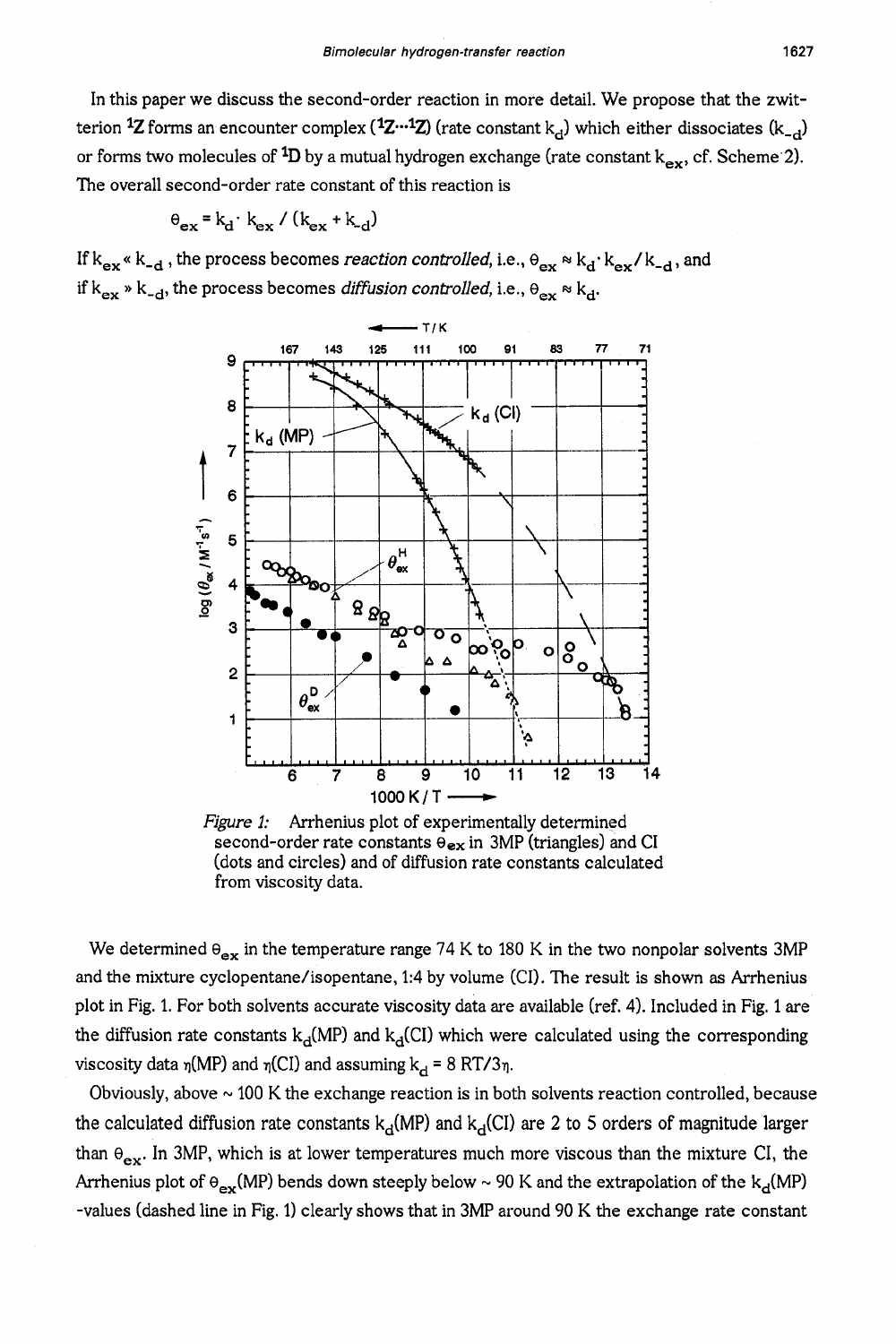In this paper we discuss the second-order reaction in more detail. We propose that the zwitterion $^1Z$ forms an encounter complex ($^1Z\cdots{}^1Z$) (rate constant $k_d$) which either dissociates ($k_{-d}$) or forms two molecules of $^1D$ by a mutual hydrogen exchange (rate constant $k_{ex}$, cf. Scheme 2). The overall second-order rate constant of this reaction is

$$\theta_{ex} = k_d \cdot k_{ex} / (k_{ex} + k_{-d})$$

If $k_{ex} \ll k_{-d}$, the process becomes *reaction controlled*, i.e., $\theta_{ex} \approx k_d \cdot k_{ex} / k_{-d}$, and if $k_{ex} \gg k_{-d}$, the process becomes *diffusion controlled*, i.e., $\theta_{ex} \approx k_d$.

*Figure 1:* Arrhenius plot of experimentally determined second-order rate constants $\theta_{ex}$ in 3MP (triangles) and CI (dots and circles) and of diffusion rate constants calculated from viscosity data.

We determined $\theta_{ex}$ in the temperature range 74 K to 180 K in the two nonpolar solvents 3MP and the mixture cyclopentane/isopentane, 1:4 by volume (CI). The result is shown as Arrhenius plot in Fig. 1. For both solvents accurate viscosity data are available (ref. 4). Included in Fig. 1 are the diffusion rate constants $k_d$(MP) and $k_d$(CI) which were calculated using the corresponding viscosity data $\eta$(MP) and $\eta$(CI) and assuming $k_d = 8\,RT/3\eta$.

Obviously, above ~ 100 K the exchange reaction is in both solvents reaction controlled, because the calculated diffusion rate constants $k_d$(MP) and $k_d$(CI) are 2 to 5 orders of magnitude larger than $\theta_{ex}$. In 3MP, which is at lower temperatures much more viscous than the mixture CI, the Arrhenius plot of $\theta_{ex}$(MP) bends down steeply below ~ 90 K and the extrapolation of the $k_d$(MP) -values (dashed line in Fig. 1) clearly shows that in 3MP around 90 K the exchange rate constant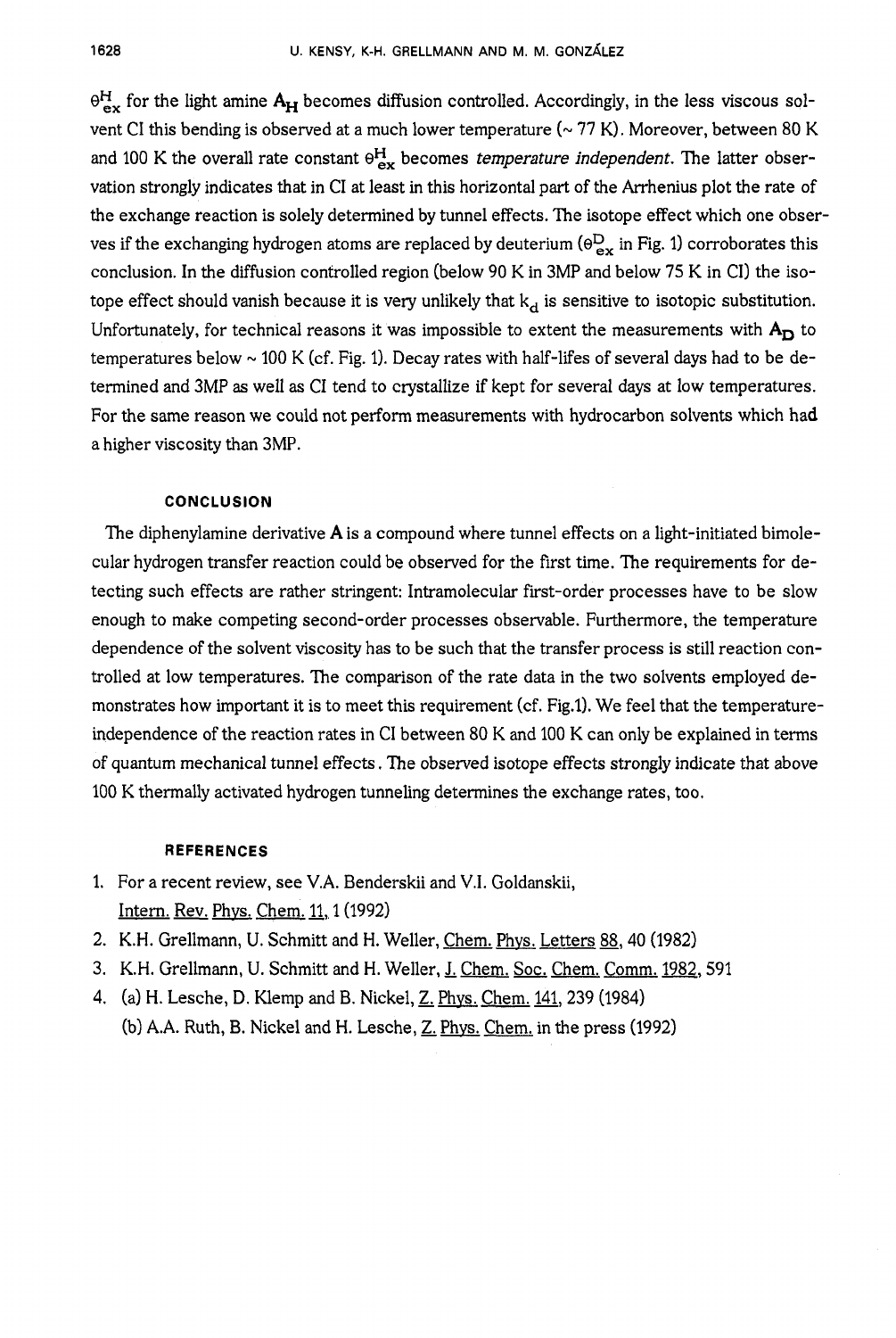$\theta_{ex}^{H}$ for the light amine $\mathbf{A_H}$ becomes diffusion controlled. Accordingly, in the less viscous solvent CI this bending is observed at a much lower temperature (~ 77 K). Moreover, between 80 K and 100 K the overall rate constant $\theta_{ex}^{H}$ becomes *temperature independent*. The latter observation strongly indicates that in CI at least in this horizontal part of the Arrhenius plot the rate of the exchange reaction is solely determined by tunnel effects. The isotope effect which one observes if the exchanging hydrogen atoms are replaced by deuterium ($\theta_{ex}^{D}$ in Fig. 1) corroborates this conclusion. In the diffusion controlled region (below 90 K in 3MP and below 75 K in CI) the isotope effect should vanish because it is very unlikely that $k_d$ is sensitive to isotopic substitution. Unfortunately, for technical reasons it was impossible to extent the measurements with $\mathbf{A_D}$ to temperatures below ~ 100 K (cf. Fig. 1). Decay rates with half-lifes of several days had to be determined and 3MP as well as CI tend to crystallize if kept for several days at low temperatures. For the same reason we could not perform measurements with hydrocarbon solvents which had a higher viscosity than 3MP.

## CONCLUSION

The diphenylamine derivative **A** is a compound where tunnel effects on a light-initiated bimolecular hydrogen transfer reaction could be observed for the first time. The requirements for detecting such effects are rather stringent: Intramolecular first-order processes have to be slow enough to make competing second-order processes observable. Furthermore, the temperature dependence of the solvent viscosity has to be such that the transfer process is still reaction controlled at low temperatures. The comparison of the rate data in the two solvents employed demonstrates how important it is to meet this requirement (cf. Fig.1). We feel that the temperature-independence of the reaction rates in CI between 80 K and 100 K can only be explained in terms of quantum mechanical tunnel effects. The observed isotope effects strongly indicate that above 100 K thermally activated hydrogen tunneling determines the exchange rates, too.

## REFERENCES

1. For a recent review, see V.A. Benderskii and V.I. Goldanskii, Intern. Rev. Phys. Chem. 11, 1 (1992)
2. K.H. Grellmann, U. Schmitt and H. Weller, Chem. Phys. Letters 88, 40 (1982)
3. K.H. Grellmann, U. Schmitt and H. Weller, J. Chem. Soc. Chem. Comm. 1982, 591
4. (a) H. Lesche, D. Klemp and B. Nickel, Z. Phys. Chem. 141, 239 (1984)
   (b) A.A. Ruth, B. Nickel and H. Lesche, Z. Phys. Chem. in the press (1992)